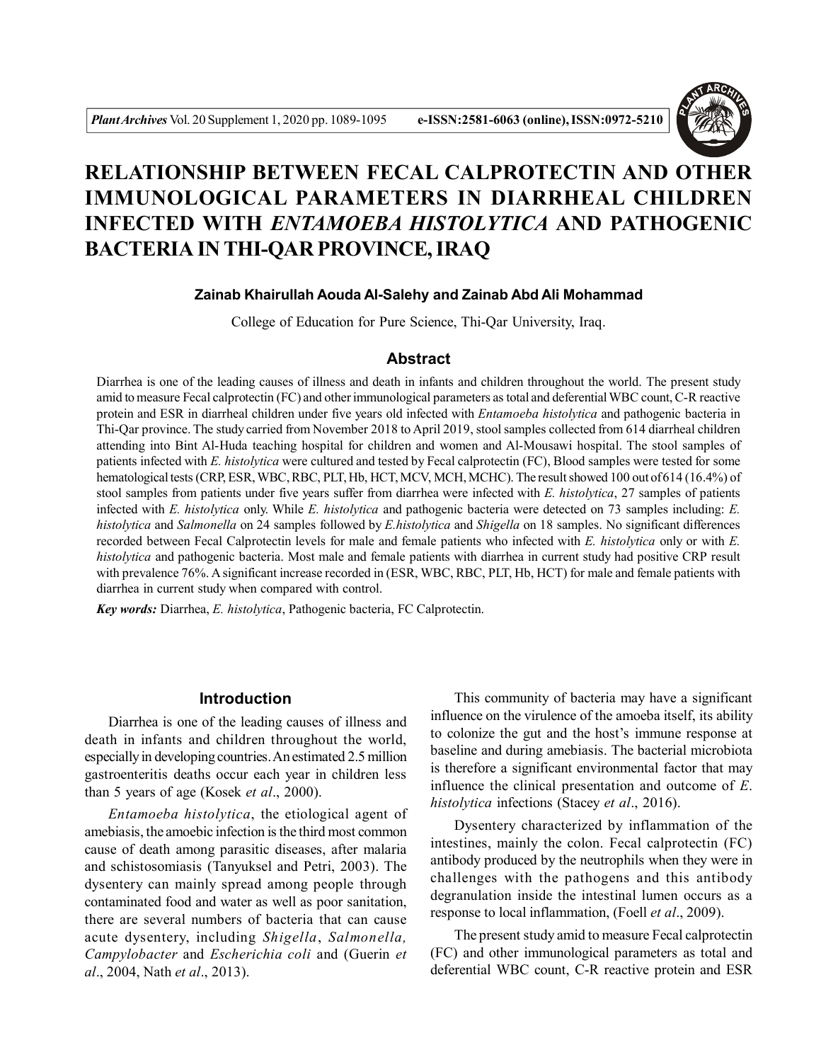# RELATIONSHIP BETWEEN FECAL CALPROTECTIN AND OTHER IMMUNOLOGICAL PARAMETERS IN DIARRHEAL CHILDREN INFECTED WITH *ENTAMOEBA HISTOLYTICA* AND PATHOGENIC BACTERIA IN THI-QAR PROVINCE, IRAQ

**Zainab Khairullah Aouda Al-Salehy and Zainab Abd Ali Mohammad**

College of Education for Pure Science, Thi-Qar University, Iraq.

## Abstract

Diarrhea is one of the leading causes of illness and death in infants and children throughout the world. The present study amid to measure Fecal calprotectin (FC) and other immunological parameters as total and deferential WBC count, C-R reactive protein and ESR in diarrheal children under five years old infected with *Entamoeba histolytica* and pathogenic bacteria in Thi-Qar province. The study carried from November 2018 to April 2019, stool samples collected from 614 diarrheal children attending into Bint Al-Huda teaching hospital for children and women and Al-Mousawi hospital. The stool samples of patients infected with *E. histolytica* were cultured and tested by Fecal calprotectin (FC), Blood samples were tested for some hematological tests (CRP, ESR, WBC, RBC, PLT, Hb, HCT, MCV, MCH, MCHC). The result showed 100 out of 614 (16.4%) of stool samples from patients under five years suffer from diarrhea were infected with *E. histolytica*, 27 samples of patients infected with *E. histolytica* only. While *E. histolytica* and pathogenic bacteria were detected on 73 samples including: *E. histolytica* and *Salmonella* on 24 samples followed by *E.histolytica* and *Shigella* on 18 samples. No significant differences recorded between Fecal Calprotectin levels for male and female patients who infected with *E. histolytica* only or with *E. histolytica* and pathogenic bacteria. Most male and female patients with diarrhea in current study had positive CRP result with prevalence 76%. A significant increase recorded in (ESR, WBC, RBC, PLT, Hb, HCT) for male and female patients with diarrhea in current study when compared with control.

***Key words:*** Diarrhea, *E. histolytica*, Pathogenic bacteria, FC Calprotectin.

## Introduction

Diarrhea is one of the leading causes of illness and death in infants and children throughout the world, especially in developing countries. An estimated 2.5 million gastroenteritis deaths occur each year in children less than 5 years of age (Kosek *et al*., 2000).

*Entamoeba histolytica*, the etiological agent of amebiasis, the amoebic infection is the third most common cause of death among parasitic diseases, after malaria and schistosomiasis (Tanyuksel and Petri, 2003). The dysentery can mainly spread among people through contaminated food and water as well as poor sanitation, there are several numbers of bacteria that can cause acute dysentery, including *Shigella*, *Salmonella, Campylobacter* and *Escherichia coli* and (Guerin *et al*., 2004, Nath *et al*., 2013).

This community of bacteria may have a significant influence on the virulence of the amoeba itself, its ability to colonize the gut and the host's immune response at baseline and during amebiasis. The bacterial microbiota is therefore a significant environmental factor that may influence the clinical presentation and outcome of *E. histolytica* infections (Stacey *et al*., 2016).

Dysentery characterized by inflammation of the intestines, mainly the colon. Fecal calprotectin (FC) antibody produced by the neutrophils when they were in challenges with the pathogens and this antibody degranulation inside the intestinal lumen occurs as a response to local inflammation, (Foell *et al*., 2009).

The present study amid to measure Fecal calprotectin (FC) and other immunological parameters as total and deferential WBC count, C-R reactive protein and ESR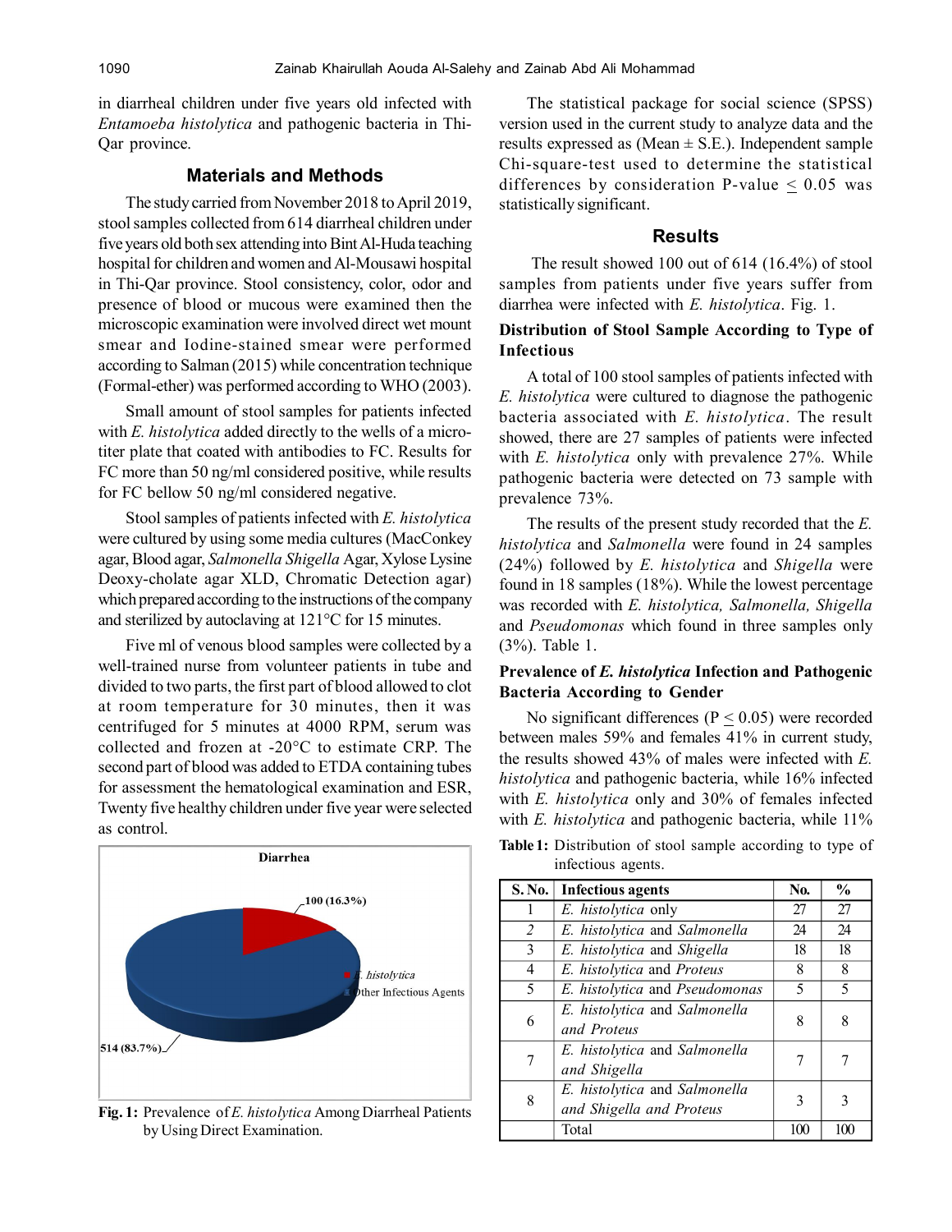in diarrheal children under five years old infected with *Entamoeba histolytica* and pathogenic bacteria in Thi-Qar province.

## Materials and Methods

The study carried from November 2018 to April 2019, stool samples collected from 614 diarrheal children under five years old both sex attending into Bint Al-Huda teaching hospital for children and women and Al-Mousawi hospital in Thi-Qar province. Stool consistency, color, odor and presence of blood or mucous were examined then the microscopic examination were involved direct wet mount smear and Iodine-stained smear were performed according to Salman (2015) while concentration technique (Formal-ether) was performed according to WHO (2003).

Small amount of stool samples for patients infected with *E. histolytica* added directly to the wells of a micro-titer plate that coated with antibodies to FC. Results for FC more than 50 ng/ml considered positive, while results for FC bellow 50 ng/ml considered negative.

Stool samples of patients infected with *E. histolytica* were cultured by using some media cultures (MacConkey agar, Blood agar, *Salmonella Shigella* Agar, Xylose Lysine Deoxy-cholate agar XLD, Chromatic Detection agar) which prepared according to the instructions of the company and sterilized by autoclaving at 121°C for 15 minutes.

Five ml of venous blood samples were collected by a well-trained nurse from volunteer patients in tube and divided to two parts, the first part of blood allowed to clot at room temperature for 30 minutes, then it was centrifuged for 5 minutes at 4000 RPM, serum was collected and frozen at -20°C to estimate CRP. The second part of blood was added to ETDA containing tubes for assessment the hematological examination and ESR, Twenty five healthy children under five year were selected as control.

Fig. 1: Prevalence of *E. histolytica* Among Diarrheal Patients by Using Direct Examination.

The statistical package for social science (SPSS) version used in the current study to analyze data and the results expressed as (Mean ± S.E.). Independent sample Chi-square-test used to determine the statistical differences by consideration P-value $\leq$ 0.05 was statistically significant.

## Results

The result showed 100 out of 614 (16.4%) of stool samples from patients under five years suffer from diarrhea were infected with *E. histolytica*. Fig. 1.

### Distribution of Stool Sample According to Type of Infectious

A total of 100 stool samples of patients infected with *E. histolytica* were cultured to diagnose the pathogenic bacteria associated with *E. histolytica*. The result showed, there are 27 samples of patients were infected with *E. histolytica* only with prevalence 27%. While pathogenic bacteria were detected on 73 sample with prevalence 73%.

The results of the present study recorded that the *E. histolytica* and *Salmonella* were found in 24 samples (24%) followed by *E. histolytica* and *Shigella* were found in 18 samples (18%). While the lowest percentage was recorded with *E. histolytica, Salmonella, Shigella* and *Pseudomonas* which found in three samples only (3%). Table 1.

### Prevalence of *E. histolytica* Infection and Pathogenic Bacteria According to Gender

No significant differences (P $\leq$ 0.05) were recorded between males 59% and females 41% in current study, the results showed 43% of males were infected with *E. histolytica* and pathogenic bacteria, while 16% infected with *E. histolytica* only and 30% of females infected with *E. histolytica* and pathogenic bacteria, while 11%

**Table 1:** Distribution of stool sample according to type of infectious agents.

| S. No. | Infectious agents | No. | % |
|---|---|---|---|
| 1 | *E. histolytica* only | 27 | 27 |
| 2 | *E. histolytica* and *Salmonella* | 24 | 24 |
| 3 | *E. histolytica* and *Shigella* | 18 | 18 |
| 4 | *E. histolytica* and *Proteus* | 8 | 8 |
| 5 | *E. histolytica* and *Pseudomonas* | 5 | 5 |
| 6 | *E. histolytica* and *Salmonella and Proteus* | 8 | 8 |
| 7 | *E. histolytica* and *Salmonella and Shigella* | 7 | 7 |
| 8 | *E. histolytica* and *Salmonella and Shigella and Proteus* | 3 | 3 |
| | Total | 100 | 100 |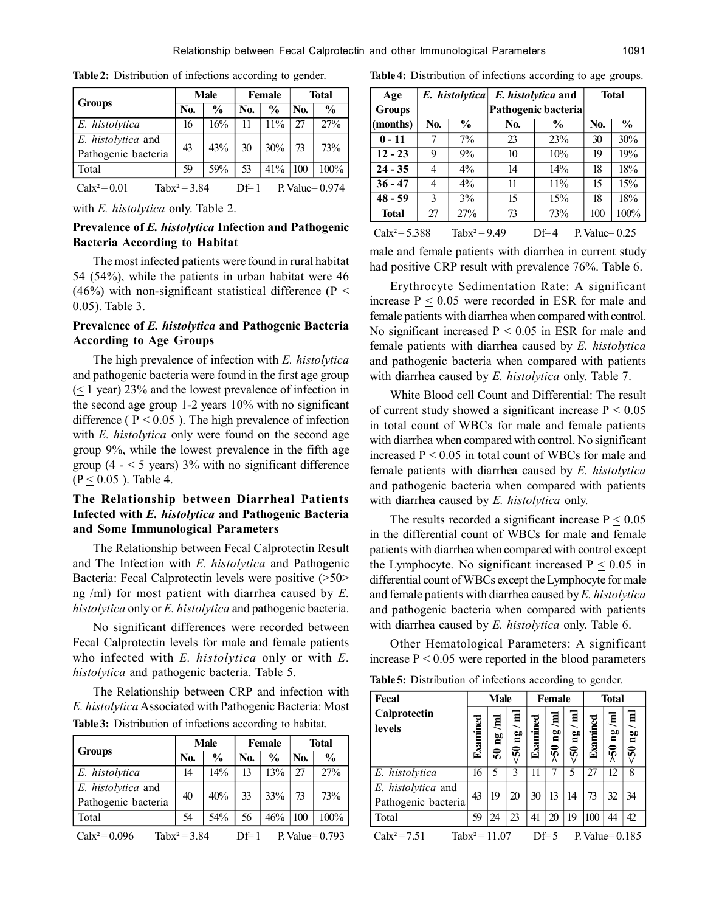**Table 2:** Distribution of infections according to gender.

| Groups | Male | | Female | | Total | |
|---|---|---|---|---|---|---|
| | No. | % | No. | % | No. | % |
| *E. histolytica* | 16 | 16% | 11 | 11% | 27 | 27% |
| *E. histolytica* and Pathogenic bacteria | 43 | 43% | 30 | 30% | 73 | 73% |
| Total | 59 | 59% | 53 | 41% | 100 | 100% |

$Calx^2 = 0.01$ $Tabx^2 = 3.84$ Df= 1 P. Value= 0.974

with *E. histolytica* only. Table 2.

### Prevalence of *E. histolytica* Infection and Pathogenic Bacteria According to Habitat

The most infected patients were found in rural habitat 54 (54%), while the patients in urban habitat were 46 (46%) with non-significant statistical difference ($P \leq 0.05$). Table 3.

### Prevalence of *E. histolytica* and Pathogenic Bacteria According to Age Groups

The high prevalence of infection with *E. histolytica* and pathogenic bacteria were found in the first age group (≤ 1 year) 23% and the lowest prevalence of infection in the second age group 1-2 years 10% with no significant difference ( $P \leq 0.05$ ). The high prevalence of infection with *E. histolytica* only were found on the second age group 9%, while the lowest prevalence in the fifth age group (4 - ≤ 5 years) 3% with no significant difference ($P \leq 0.05$ ). Table 4.

### The Relationship between Diarrheal Patients Infected with *E. histolytica* and Pathogenic Bacteria and Some Immunological Parameters

The Relationship between Fecal Calprotectin Result and The Infection with *E. histolytica* and Pathogenic Bacteria: Fecal Calprotectin levels were positive (>50> ng /ml) for most patient with diarrhea caused by *E. histolytica* only or *E. histolytica* and pathogenic bacteria.

No significant differences were recorded between Fecal Calprotectin levels for male and female patients who infected with *E. histolytica* only or with *E. histolytica* and pathogenic bacteria. Table 5.

The Relationship between CRP and infection with *E. histolytica* Associated with Pathogenic Bacteria: Most

**Table 3:** Distribution of infections according to habitat.

| Groups | Male | | Female | | Total | |
|---|---|---|---|---|---|---|
| | No. | % | No. | % | No. | % |
| *E. histolytica* | 14 | 14% | 13 | 13% | 27 | 27% |
| *E. histolytica* and Pathogenic bacteria | 40 | 40% | 33 | 33% | 73 | 73% |
| Total | 54 | 54% | 56 | 46% | 100 | 100% |

$Calx^2 = 0.096$ $Tabx^2 = 3.84$ Df= 1 P. Value= 0.793

**Table 4:** Distribution of infections according to age groups.

| Age Groups (months) | *E. histolytica* | | *E. histolytica* and Pathogenic bacteria | | Total | |
|---|---|---|---|---|---|---|
| | No. | % | No. | % | No. | % |
| **0 - 11** | 7 | 7% | 23 | 23% | 30 | 30% |
| **12 - 23** | 9 | 9% | 10 | 10% | 19 | 19% |
| **24 - 35** | 4 | 4% | 14 | 14% | 18 | 18% |
| **36 - 47** | 4 | 4% | 11 | 11% | 15 | 15% |
| **48 - 59** | 3 | 3% | 15 | 15% | 18 | 18% |
| **Total** | 27 | 27% | 73 | 73% | 100 | 100% |

$Calx^2 = 5.388$ $Tabx^2 = 9.49$ Df= 4 P. Value= 0.25

male and female patients with diarrhea in current study had positive CRP result with prevalence 76%. Table 6.

Erythrocyte Sedimentation Rate: A significant increase $P \leq 0.05$ were recorded in ESR for male and female patients with diarrhea when compared with control. No significant increased $P \leq 0.05$ in ESR for male and female patients with diarrhea caused by *E. histolytica* and pathogenic bacteria when compared with patients with diarrhea caused by *E. histolytica* only. Table 7.

White Blood cell Count and Differential: The result of current study showed a significant increase $P \leq 0.05$ in total count of WBCs for male and female patients with diarrhea when compared with control. No significant increased $P \leq 0.05$ in total count of WBCs for male and female patients with diarrhea caused by *E. histolytica* and pathogenic bacteria when compared with patients with diarrhea caused by *E. histolytica* only.

The results recorded a significant increase $P \leq 0.05$ in the differential count of WBCs for male and female patients with diarrhea when compared with control except the Lymphocyte. No significant increased $P \leq 0.05$ in differential count of WBCs except the Lymphocyte for male and female patients with diarrhea caused by *E. histolytica* and pathogenic bacteria when compared with patients with diarrhea caused by *E. histolytica* only. Table 6.

Other Hematological Parameters: A significant increase $P \leq 0.05$ were reported in the blood parameters

**Table 5:** Distribution of infections according to gender.

| Fecal Calprotectin levels | Male | | | Female | | | Total | | |
|---|---|---|---|---|---|---|---|---|---|
| | Examined | 50 ng /ml | <50 ng / ml | Examined | >50 ng /ml | <50 ng / ml | Examined | >50 ng /ml | <50 ng / ml |
| *E. histolytica* | 16 | 5 | 3 | 11 | 7 | 5 | 27 | 12 | 8 |
| *E. histolytica* and Pathogenic bacteria | 43 | 19 | 20 | 30 | 13 | 14 | 73 | 32 | 34 |
| Total | 59 | 24 | 23 | 41 | 20 | 19 | 100 | 44 | 42 |

$Calx^2 = 7.51$ $Tabx^2 = 11.07$ Df= 5 P. Value= 0.185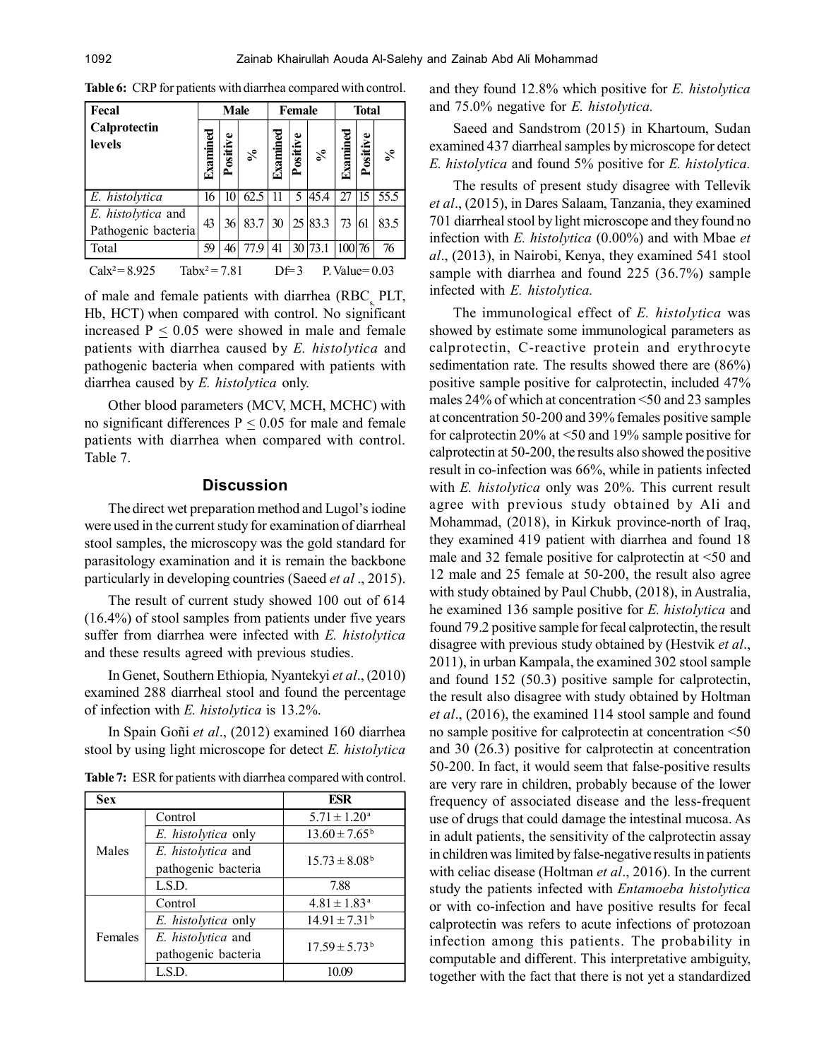**Table 6:** CRP for patients with diarrhea compared with control.

| Fecal Calprotectin levels | Male | | | Female | | | Total | | |
|---|---|---|---|---|---|---|---|---|---|
| | Examined | Positive | % | Examined | Positive | % | Examined | Positive | % |
| *E. histolytica* | 16 | 10 | 62.5 | 11 | 5 | 45.4 | 27 | 15 | 55.5 |
| *E. histolytica* and Pathogenic bacteria | 43 | 36 | 83.7 | 30 | 25 | 83.3 | 73 | 61 | 83.5 |
| Total | 59 | 46 | 77.9 | 41 | 30 | 73.1 | 100 | 76 | 76 |

$Calx^2 = 8.925$  $Tabx^2 = 7.81$  $Df = 3$  P. Value= 0.03

of male and female patients with diarrhea ($RBC_s$, PLT, Hb, HCT) when compared with control. No significant increased $P \leq 0.05$ were showed in male and female patients with diarrhea caused by *E. histolytica* and pathogenic bacteria when compared with patients with diarrhea caused by *E. histolytica* only.

Other blood parameters (MCV, MCH, MCHC) with no significant differences $P \leq 0.05$ for male and female patients with diarrhea when compared with control. Table 7.

## Discussion

The direct wet preparation method and Lugol's iodine were used in the current study for examination of diarrheal stool samples, the microscopy was the gold standard for parasitology examination and it is remain the backbone particularly in developing countries (Saeed *et al* ., 2015).

The result of current study showed 100 out of 614 (16.4%) of stool samples from patients under five years suffer from diarrhea were infected with *E. histolytica* and these results agreed with previous studies.

In Genet, Southern Ethiopia, Nyantekyi *et al*., (2010) examined 288 diarrheal stool and found the percentage of infection with *E. histolytica* is 13.2%.

In Spain Goñi *et al*., (2012) examined 160 diarrhea stool by using light microscope for detect *E. histolytica*

**Table 7:** ESR for patients with diarrhea compared with control.

| Sex | | ESR |
|---|---|---|
| Males | Control | $5.71 \pm 1.20^a$ |
| | *E. histolytica* only | $13.60 \pm 7.65^b$ |
| | *E. histolytica* and pathogenic bacteria | $15.73 \pm 8.08^b$ |
| | L.S.D. | 7.88 |
| Females | Control | $4.81 \pm 1.83^a$ |
| | *E. histolytica* only | $14.91 \pm 7.31^b$ |
| | *E. histolytica* and pathogenic bacteria | $17.59 \pm 5.73^b$ |
| | L.S.D. | 10.09 |

and they found 12.8% which positive for *E. histolytica* and 75.0% negative for *E. histolytica.*

Saeed and Sandstrom (2015) in Khartoum, Sudan examined 437 diarrheal samples by microscope for detect *E. histolytica* and found 5% positive for *E. histolytica.*

The results of present study disagree with Tellevik *et al*., (2015), in Dares Salaam, Tanzania, they examined 701 diarrheal stool by light microscope and they found no infection with *E. histolytica* (0.00%) and with Mbae *et al*., (2013), in Nairobi, Kenya, they examined 541 stool sample with diarrhea and found 225 (36.7%) sample infected with *E. histolytica.*

The immunological effect of *E. histolytica* was showed by estimate some immunological parameters as calprotectin, C-reactive protein and erythrocyte sedimentation rate. The results showed there are (86%) positive sample positive for calprotectin, included 47% males 24% of which at concentration <50 and 23 samples at concentration 50-200 and 39% females positive sample for calprotectin 20% at <50 and 19% sample positive for calprotectin at 50-200, the results also showed the positive result in co-infection was 66%, while in patients infected with *E. histolytica* only was 20%. This current result agree with previous study obtained by Ali and Mohammad, (2018), in Kirkuk province-north of Iraq, they examined 419 patient with diarrhea and found 18 male and 32 female positive for calprotectin at <50 and 12 male and 25 female at 50-200, the result also agree with study obtained by Paul Chubb, (2018), in Australia, he examined 136 sample positive for *E. histolytica* and found 79.2 positive sample for fecal calprotectin, the result disagree with previous study obtained by (Hestvik *et al*., 2011), in urban Kampala, the examined 302 stool sample and found 152 (50.3) positive sample for calprotectin, the result also disagree with study obtained by Holtman *et al*., (2016), the examined 114 stool sample and found no sample positive for calprotectin at concentration <50 and 30 (26.3) positive for calprotectin at concentration 50-200. In fact, it would seem that false-positive results are very rare in children, probably because of the lower frequency of associated disease and the less-frequent use of drugs that could damage the intestinal mucosa. As in adult patients, the sensitivity of the calprotectin assay in children was limited by false-negative results in patients with celiac disease (Holtman *et al*., 2016). In the current study the patients infected with *Entamoeba histolytica* or with co-infection and have positive results for fecal calprotectin was refers to acute infections of protozoan infection among this patients. The probability in computable and different. This interpretative ambiguity, together with the fact that there is not yet a standardized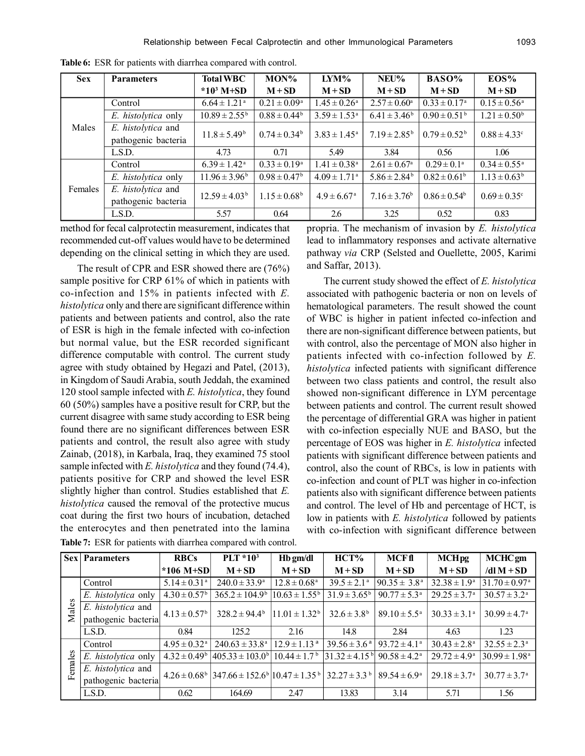**Table 6:** ESR for patients with diarrhea compared with control.

| Sex | Parameters | Total WBC $*10^3$ M+SD | MON% M + SD | LYM% M + SD | NEU% M + SD | BASO% M + SD | EOS% M + SD |
|---|---|---|---|---|---|---|---|
| Males | Control | $6.64 \pm 1.21^a$ | $0.21 \pm 0.09^a$ | $1.45 \pm 0.26^a$ | $2.57 \pm 0.60^a$ | $0.33 \pm 0.17^a$ | $0.15 \pm 0.56^a$ |
| | *E. histolytica* only | $10.89 \pm 2.55^b$ | $0.88 \pm 0.44^b$ | $3.59 \pm 1.53^a$ | $6.41 \pm 3.46^b$ | $0.90 \pm 0.51^b$ | $1.21 \pm 0.50^b$ |
| | *E. histolytica* and pathogenic bacteria | $11.8 \pm 5.49^b$ | $0.74 \pm 0.34^b$ | $3.83 \pm 1.45^a$ | $7.19 \pm 2.85^b$ | $0.79 \pm 0.52^b$ | $0.88 \pm 4.33^c$ |
| | L.S.D. | 4.73 | 0.71 | 5.49 | 3.84 | 0.56 | 1.06 |
| Females | Control | $6.39 \pm 1.42^a$ | $0.33 \pm 0.19^a$ | $1.41 \pm 0.38^a$ | $2.61 \pm 0.67^a$ | $0.29 \pm 0.1^a$ | $0.34 \pm 0.55^a$ |
| | *E. histolytica* only | $11.96 \pm 3.96^b$ | $0.98 \pm 0.47^b$ | $4.09 \pm 1.71^a$ | $5.86 \pm 2.84^b$ | $0.82 \pm 0.61^b$ | $1.13 \pm 0.63^b$ |
| | *E. histolytica* and pathogenic bacteria | $12.59 \pm 4.03^b$ | $1.15 \pm 0.68^b$ | $4.9 \pm 6.67^a$ | $7.16 \pm 3.76^b$ | $0.86 \pm 0.54^b$ | $0.69 \pm 0.35^c$ |
| | L.S.D. | 5.57 | 0.64 | 2.6 | 3.25 | 0.52 | 0.83 |

method for fecal calprotectin measurement, indicates that recommended cut-off values would have to be determined depending on the clinical setting in which they are used.

The result of CPR and ESR showed there are (76%) sample positive for CRP 61% of which in patients with co-infection and 15% in patients infected with *E. histolytica* only and there are significant difference within patients and between patients and control, also the rate of ESR is high in the female infected with co-infection but normal value, but the ESR recorded significant difference computable with control. The current study agree with study obtained by Hegazi and Patel, (2013), in Kingdom of Saudi Arabia, south Jeddah, the examined 120 stool sample infected with *E. histolytica*, they found 60 (50%) samples have a positive result for CRP, but the current disagree with same study according to ESR being found there are no significant differences between ESR patients and control, the result also agree with study Zainab, (2018), in Karbala, Iraq, they examined 75 stool sample infected with *E. histolytica* and they found (74.4), patients positive for CRP and showed the level ESR slightly higher than control. Studies established that *E. histolytica* caused the removal of the protective mucus coat during the first two hours of incubation, detached the enterocytes and then penetrated into the lamina propria. The mechanism of invasion by *E. histolytica* lead to inflammatory responses and activate alternative pathway *via* CRP (Selsted and Ouellette, 2005, Karimi and Saffar, 2013).

The current study showed the effect of *E. histolytica* associated with pathogenic bacteria or non on levels of hematological parameters. The result showed the count of WBC is higher in patient infected co-infection and there are non-significant difference between patients, but with control, also the percentage of MON also higher in patients infected with co-infection followed by *E. histolytica* infected patients with significant difference between two class patients and control, the result also showed non-significant difference in LYM percentage between patients and control. The current result showed the percentage of differential GRA was higher in patient with co-infection especially NUE and BASO, but the percentage of EOS was higher in *E. histolytica* infected patients with significant difference between patients and control, also the count of RBCs, is low in patients with co-infection and count of PLT was higher in co-infection patients also with significant difference between patients and control. The level of Hb and percentage of HCT, is low in patients with *E. histolytica* followed by patients with co-infection with significant difference between

**Table 7:** ESR for patients with diarrhea compared with control.

| Sex | Parameters | RBCs $*10^6$ M+SD | PLT $*10^3$ M + SD | Hb gm/dl M + SD | HCT% M + SD | MCV fl M + SD | MCH pg M + SD | MCHC gm /dl M + SD |
|---|---|---|---|---|---|---|---|---|
| Males | Control | $5.14 \pm 0.31^a$ | $240.0 \pm 33.9^a$ | $12.8 \pm 0.68^a$ | $39.5 \pm 2.1^a$ | $90.35 \pm 3.8^a$ | $32.38 \pm 1.9^a$ | $31.70 \pm 0.97^a$ |
| | *E. histolytica* only | $4.30 \pm 0.57^b$ | $365.2 \pm 104.9^b$ | $10.63 \pm 1.55^b$ | $31.9 \pm 3.65^b$ | $90.77 \pm 5.3^a$ | $29.25 \pm 3.7^a$ | $30.57 \pm 3.2^a$ |
| | *E. histolytica* and pathogenic bacteria | $4.13 \pm 0.57^b$ | $328.2 \pm 94.4^b$ | $11.01 \pm 1.32^b$ | $32.6 \pm 3.8^b$ | $89.10 \pm 5.5^a$ | $30.33 \pm 3.1^a$ | $30.99 \pm 4.7^a$ |
| | L.S.D. | 0.84 | 125.2 | 2.16 | 14.8 | 2.84 | 4.63 | 1.23 |
| Females | Control | $4.95 \pm 0.32^a$ | $240.63 \pm 33.8^a$ | $12.9 \pm 1.13^a$ | $39.56 \pm 3.6^a$ | $93.72 \pm 4.1^a$ | $30.43 \pm 2.8^a$ | $32.55 \pm 2.3^a$ |
| | *E. histolytica* only | $4.32 \pm 0.49^b$ | $405.33 \pm 103.0^b$ | $10.44 \pm 1.7^b$ | $31.32 \pm 4.15^b$ | $90.58 \pm 4.2^a$ | $29.72 \pm 4.9^a$ | $30.99 \pm 1.98^a$ |
| | *E. histolytica* and pathogenic bacteria | $4.26 \pm 0.68^b$ | $347.66 \pm 152.6^b$ | $10.47 \pm 1.35^b$ | $32.27 \pm 3.3^b$ | $89.54 \pm 6.9^a$ | $29.18 \pm 3.7^a$ | $30.77 \pm 3.7^a$ |
| | L.S.D. | 0.62 | 164.69 | 2.47 | 13.83 | 3.14 | 5.71 | 1.56 |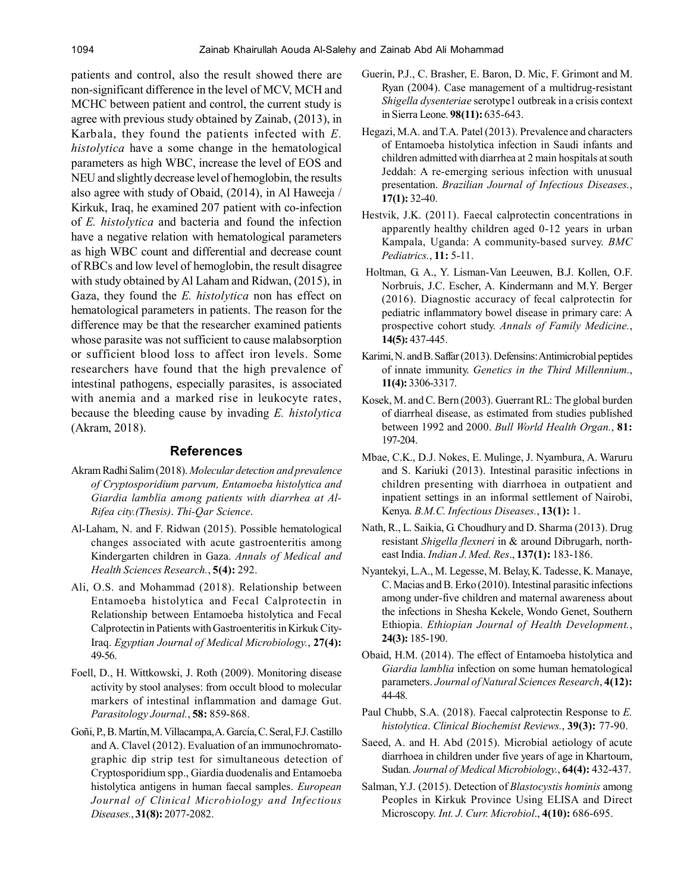patients and control, also the result showed there are non-significant difference in the level of MCV, MCH and MCHC between patient and control, the current study is agree with previous study obtained by Zainab, (2013), in Karbala, they found the patients infected with *E. histolytica* have a some change in the hematological parameters as high WBC, increase the level of EOS and NEU and slightly decrease level of hemoglobin, the results also agree with study of Obaid, (2014), in Al Haweeja / Kirkuk, Iraq, he examined 207 patient with co-infection of *E. histolytica* and bacteria and found the infection have a negative relation with hematological parameters as high WBC count and differential and decrease count of RBCs and low level of hemoglobin, the result disagree with study obtained by Al Laham and Ridwan, (2015), in Gaza, they found the *E. histolytica* non has effect on hematological parameters in patients. The reason for the difference may be that the researcher examined patients whose parasite was not sufficient to cause malabsorption or sufficient blood loss to affect iron levels. Some researchers have found that the high prevalence of intestinal pathogens, especially parasites, is associated with anemia and a marked rise in leukocyte rates, because the bleeding cause by invading *E. histolytica* (Akram, 2018).

## References

Akram Radhi Salim (2018). *Molecular detection and prevalence of Cryptosporidium parvum, Entamoeba histolytica and Giardia lamblia among patients with diarrhea at Al-Rifea city.(Thesis). Thi-Qar Science*.

Al-Laham, N. and F. Ridwan (2015). Possible hematological changes associated with acute gastroenteritis among Kindergarten children in Gaza. *Annals of Medical and Health Sciences Research.*, **5(4):** 292.

Ali, O.S. and Mohammad (2018). Relationship between Entamoeba histolytica and Fecal Calprotectin in Relationship between Entamoeba histolytica and Fecal Calprotectin in Patients with Gastroenteritis in Kirkuk City-Iraq. *Egyptian Journal of Medical Microbiology.*, **27(4):** 49-56.

Foell, D., H. Wittkowski, J. Roth (2009). Monitoring disease activity by stool analyses: from occult blood to molecular markers of intestinal inflammation and damage Gut. *Parasitology Journal.*, **58:** 859-868.

Goñi, P., B. Martín, M. Villacampa, A. García, C. Seral, F.J. Castillo and A. Clavel (2012). Evaluation of an immunochromatographic dip strip test for simultaneous detection of Cryptosporidium spp., Giardia duodenalis and Entamoeba histolytica antigens in human faecal samples. *European Journal of Clinical Microbiology and Infectious Diseases.*, **31(8):** 2077-2082.

Guerin, P.J., C. Brasher, E. Baron, D. Mic, F. Grimont and M. Ryan (2004). Case management of a multidrug-resistant *Shigella dysenteriae* serotype1 outbreak in a crisis context in Sierra Leone. **98(11):** 635-643.

Hegazi, M.A. and T.A. Patel (2013). Prevalence and characters of Entamoeba histolytica infection in Saudi infants and children admitted with diarrhea at 2 main hospitals at south Jeddah: A re-emerging serious infection with unusual presentation. *Brazilian Journal of Infectious Diseases.*, **17(1):** 32-40.

Hestvik, J.K. (2011). Faecal calprotectin concentrations in apparently healthy children aged 0-12 years in urban Kampala, Uganda: A community-based survey. *BMC Pediatrics.*, **11:** 5-11.

Holtman, G. A., Y. Lisman-Van Leeuwen, B.J. Kollen, O.F. Norbruis, J.C. Escher, A. Kindermann and M.Y. Berger (2016). Diagnostic accuracy of fecal calprotectin for pediatric inflammatory bowel disease in primary care: A prospective cohort study. *Annals of Family Medicine.*, **14(5):** 437-445.

Karimi, N. and B. Saffar (2013). Defensins: Antimicrobial peptides of innate immunity. *Genetics in the Third Millennium.*, **11(4):** 3306-3317.

Kosek, M. and C. Bern (2003). Guerrant RL: The global burden of diarrheal disease, as estimated from studies published between 1992 and 2000. *Bull World Health Organ.*, **81:** 197-204.

Mbae, C.K., D.J. Nokes, E. Mulinge, J. Nyambura, A. Waruru and S. Kariuki (2013). Intestinal parasitic infections in children presenting with diarrhoea in outpatient and inpatient settings in an informal settlement of Nairobi, Kenya. *B.M.C. Infectious Diseases.*, **13(1):** 1.

Nath, R., L. Saikia, G. Choudhury and D. Sharma (2013). Drug resistant *Shigella flexneri* in & around Dibrugarh, north-east India. *Indian J. Med. Res*., **137(1):** 183-186.

Nyantekyi, L.A., M. Legesse, M. Belay, K. Tadesse, K. Manaye, C. Macias and B. Erko (2010). Intestinal parasitic infections among under-five children and maternal awareness about the infections in Shesha Kekele, Wondo Genet, Southern Ethiopia. *Ethiopian Journal of Health Development.*, **24(3):** 185-190.

Obaid, H.M. (2014). The effect of Entamoeba histolytica and *Giardia lamblia* infection on some human hematological parameters. *Journal of Natural Sciences Research*, **4(12):** 44-48.

Paul Chubb, S.A. (2018). Faecal calprotectin Response to *E. histolytica*. *Clinical Biochemist Reviews.*, **39(3):** 77-90.

Saeed, A. and H. Abd (2015). Microbial aetiology of acute diarrhoea in children under five years of age in Khartoum, Sudan. *Journal of Medical Microbiology.*, **64(4):** 432-437.

Salman, Y.J. (2015). Detection of *Blastocystis hominis* among Peoples in Kirkuk Province Using ELISA and Direct Microscopy. *Int. J. Curr. Microbiol*., **4(10):** 686-695.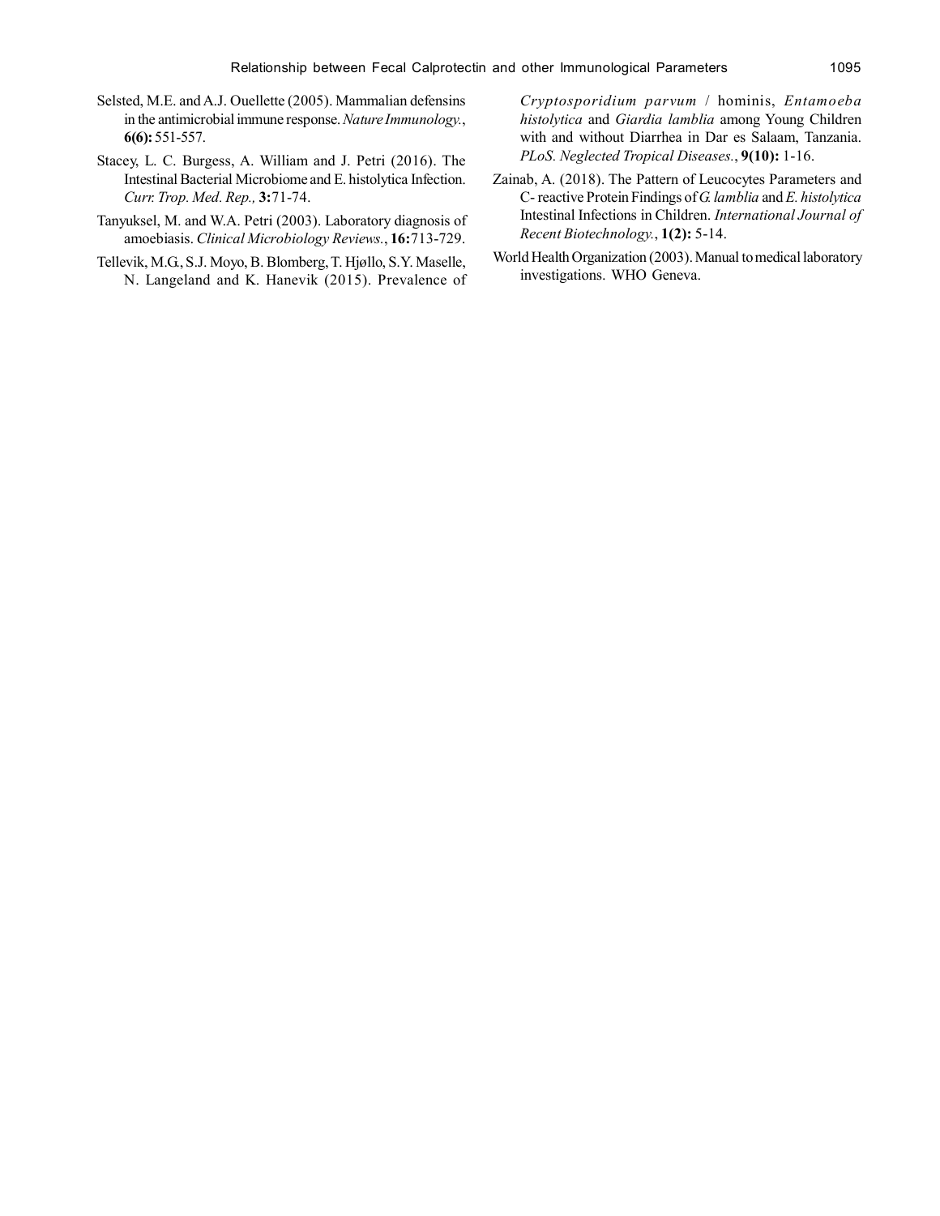Selsted, M.E. and A.J. Ouellette (2005). Mammalian defensins in the antimicrobial immune response. *Nature Immunology.*, **6(6):** 551-557.

Stacey, L. C. Burgess, A. William and J. Petri (2016). The Intestinal Bacterial Microbiome and E. histolytica Infection. *Curr. Trop. Med. Rep.,* **3:**71-74.

Tanyuksel, M. and W.A. Petri (2003). Laboratory diagnosis of amoebiasis. *Clinical Microbiology Reviews.*, **16:**713-729.

Tellevik, M.G., S.J. Moyo, B. Blomberg, T. Hjøllo, S.Y. Maselle, N. Langeland and K. Hanevik (2015). Prevalence of *Cryptosporidium parvum* / hominis, *Entamoeba histolytica* and *Giardia lamblia* among Young Children with and without Diarrhea in Dar es Salaam, Tanzania. *PLoS. Neglected Tropical Diseases.*, **9(10):** 1-16.

Zainab, A. (2018). The Pattern of Leucocytes Parameters and C- reactive Protein Findings of *G. lamblia* and *E. histolytica* Intestinal Infections in Children. *International Journal of Recent Biotechnology.*, **1(2):** 5-14.

World Health Organization (2003). Manual to medical laboratory investigations. WHO Geneva.